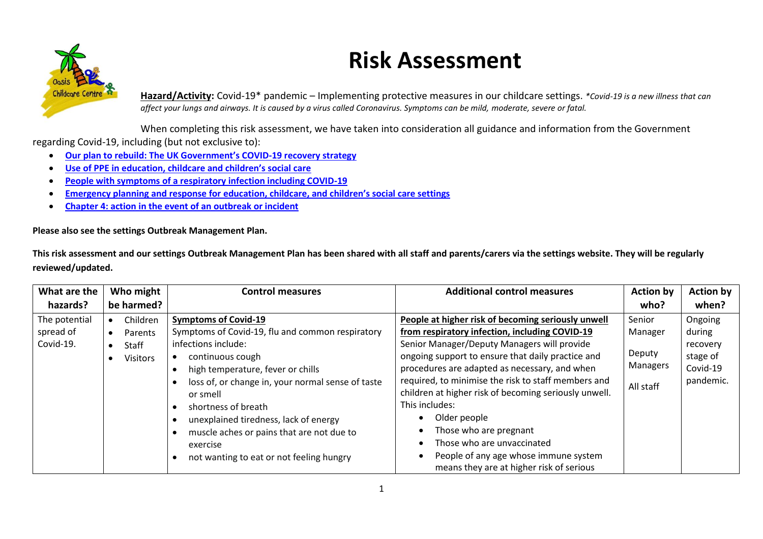# Risk Assessment

**Hazard/Activity:** Covid-19* pandemic – Implementing protective measures in our childcare settings. *\*Covid-19 is a new illness that can affect your lungs and airways. It is caused by a virus called Coronavirus. Symptoms can be mild, moderate, severe or fatal.*

When completing this risk assessment, we have taken into consideration all guidance and information from the Government regarding Covid-19, including (but not exclusive to):

- **Our plan to rebuild: The UK Government's COVID-19 recovery strategy**
- **Use of PPE in education, childcare and children's social care**
- **People with symptoms of a respiratory infection including COVID-19**
- **Emergency planning and response for education, childcare, and children's social care settings**
- **Chapter 4: action in the event of an outbreak or incident**

**Please also see the settings Outbreak Management Plan.**

**This risk assessment and our settings Outbreak Management Plan has been shared with all staff and parents/carers via the settings website. They will be regularly reviewed/updated.**

| What are the hazards? | Who might be harmed? | Control measures | Additional control measures | Action by who? | Action by when? |
|---|---|---|---|---|---|
| The potential spread of Covid-19. | • Children<br>• Parents<br>• Staff<br>• Visitors | **Symptoms of Covid-19**<br>Symptoms of Covid-19, flu and common respiratory infections include:<br>• continuous cough<br>• high temperature, fever or chills<br>• loss of, or change in, your normal sense of taste or smell<br>• shortness of breath<br>• unexplained tiredness, lack of energy<br>• muscle aches or pains that are not due to exercise<br>• not wanting to eat or not feeling hungry | **People at higher risk of becoming seriously unwell from respiratory infection, including COVID-19**<br>Senior Manager/Deputy Managers will provide ongoing support to ensure that daily practice and procedures are adapted as necessary, and when required, to minimise the risk to staff members and children at higher risk of becoming seriously unwell. This includes:<br>• Older people<br>• Those who are pregnant<br>• Those who are unvaccinated<br>• People of any age whose immune system means they are at higher risk of serious | Senior Manager<br><br>Deputy Managers<br><br>All staff | Ongoing during recovery stage of Covid-19 pandemic. |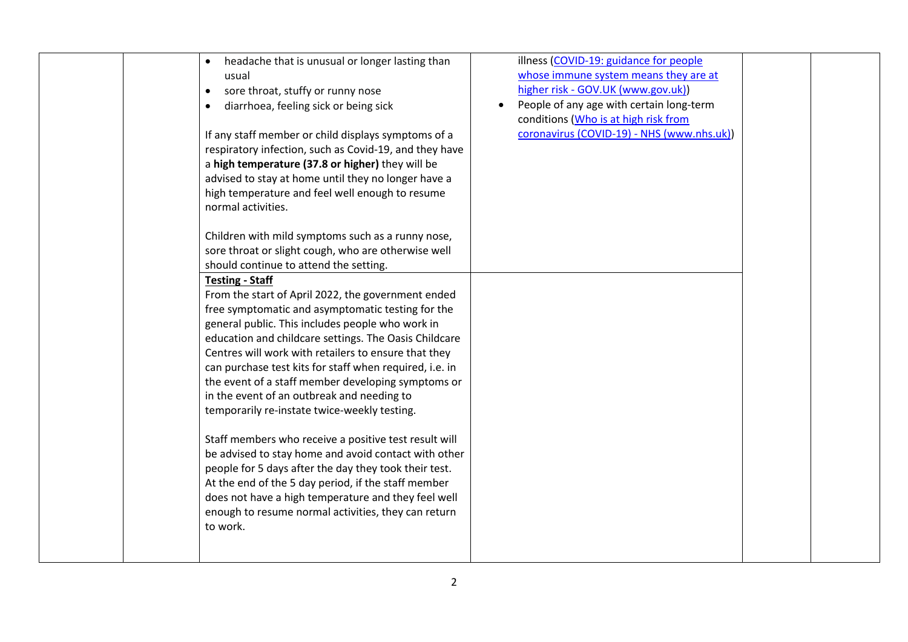| | | | | | |
|---|---|---|---|---|---|
| | | • headache that is unusual or longer lasting than usual<br>• sore throat, stuffy or runny nose<br>• diarrhoea, feeling sick or being sick<br><br>If any staff member or child displays symptoms of a respiratory infection, such as Covid-19, and they have a **high temperature (37.8 or higher)** they will be advised to stay at home until they no longer have a high temperature and feel well enough to resume normal activities.<br><br>Children with mild symptoms such as a runny nose, sore throat or slight cough, who are otherwise well should continue to attend the setting. | illness ([COVID-19: guidance for people whose immune system means they are at higher risk - GOV.UK (www.gov.uk)](#))<br>• People of any age with certain long-term conditions ([Who is at high risk from coronavirus (COVID-19) - NHS (www.nhs.uk)](#)) | | |
| | | **Testing - Staff**<br>From the start of April 2022, the government ended free symptomatic and asymptomatic testing for the general public. This includes people who work in education and childcare settings. The Oasis Childcare Centres will work with retailers to ensure that they can purchase test kits for staff when required, i.e. in the event of a staff member developing symptoms or in the event of an outbreak and needing to temporarily re-instate twice-weekly testing.<br><br>Staff members who receive a positive test result will be advised to stay home and avoid contact with other people for 5 days after the day they took their test. At the end of the 5 day period, if the staff member does not have a high temperature and they feel well enough to resume normal activities, they can return to work. | | | |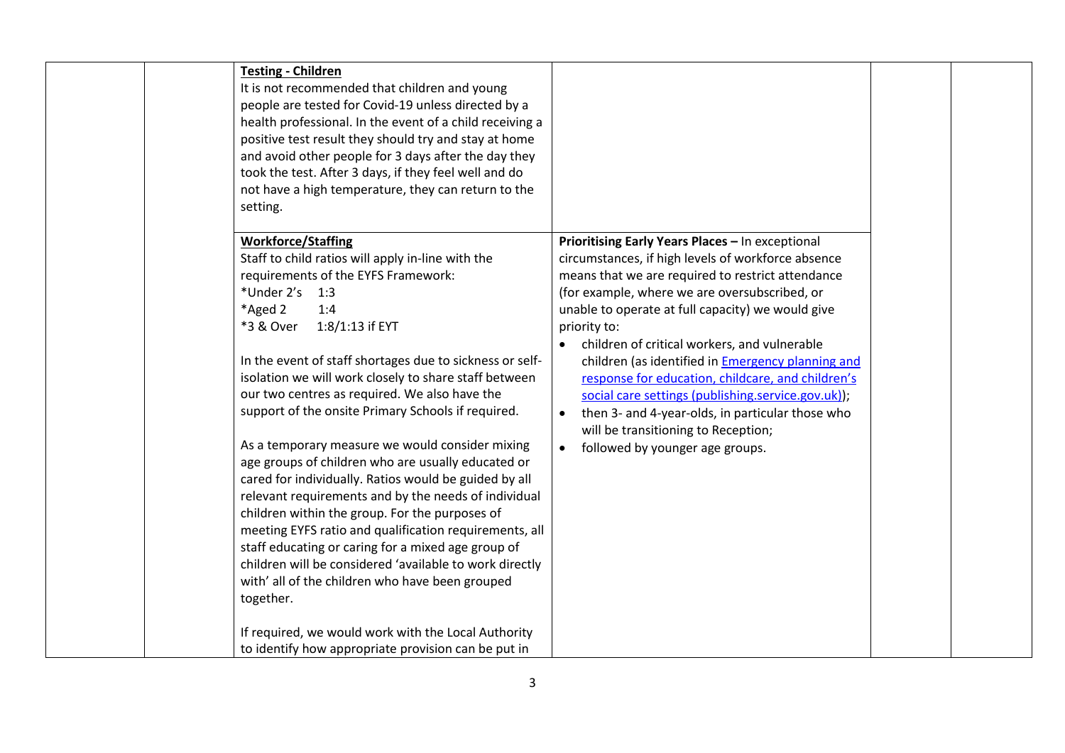| | | | | | |
|---|---|---|---|---|---|
| | | **Testing - Children**<br>It is not recommended that children and young people are tested for Covid-19 unless directed by a health professional. In the event of a child receiving a positive test result they should try and stay at home and avoid other people for 3 days after the day they took the test. After 3 days, if they feel well and do not have a high temperature, they can return to the setting. | | | |
| | | **Workforce/Staffing**<br>Staff to child ratios will apply in-line with the requirements of the EYFS Framework:<br>*Under 2's 1:3<br>*Aged 2 1:4<br>*3 & Over 1:8/1:13 if EYT<br><br>In the event of staff shortages due to sickness or self-isolation we will work closely to share staff between our two centres as required. We also have the support of the onsite Primary Schools if required.<br><br>As a temporary measure we would consider mixing age groups of children who are usually educated or cared for individually. Ratios would be guided by all relevant requirements and by the needs of individual children within the group. For the purposes of meeting EYFS ratio and qualification requirements, all staff educating or caring for a mixed age group of children will be considered 'available to work directly with' all of the children who have been grouped together.<br><br>If required, we would work with the Local Authority to identify how appropriate provision can be put in | **Prioritising Early Years Places –** In exceptional circumstances, if high levels of workforce absence means that we are required to restrict attendance (for example, where we are oversubscribed, or unable to operate at full capacity) we would give priority to:<br>• children of critical workers, and vulnerable children (as identified in [Emergency planning and response for education, childcare, and children's social care settings (publishing.service.gov.uk)]);<br>• then 3- and 4-year-olds, in particular those who will be transitioning to Reception;<br>• followed by younger age groups. | | |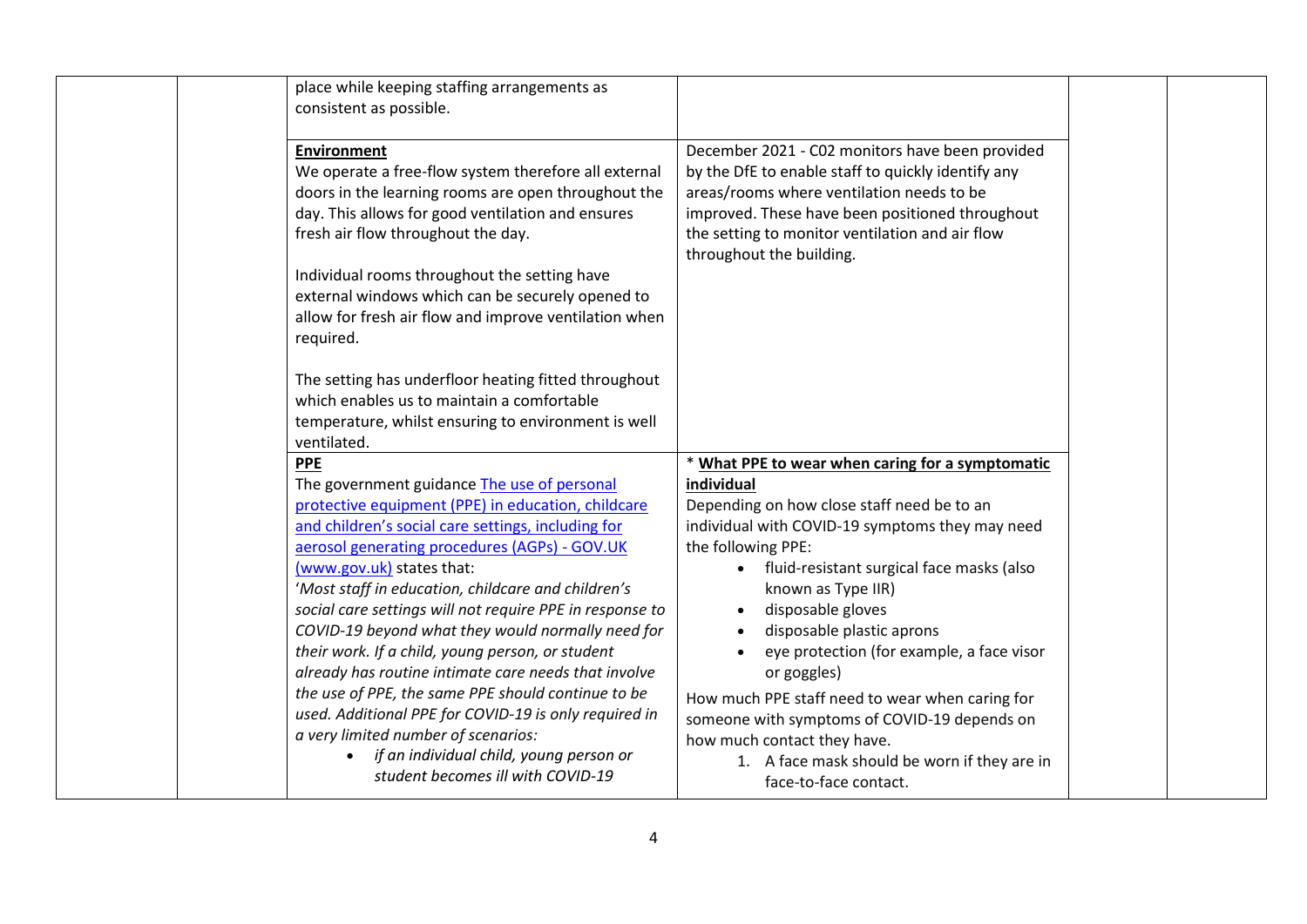| | | | | | |
|---|---|---|---|---|---|
| | | place while keeping staffing arrangements as consistent as possible. | | | |
| | | **Environment**<br>We operate a free-flow system therefore all external doors in the learning rooms are open throughout the day. This allows for good ventilation and ensures fresh air flow throughout the day.<br><br>Individual rooms throughout the setting have external windows which can be securely opened to allow for fresh air flow and improve ventilation when required.<br><br>The setting has underfloor heating fitted throughout which enables us to maintain a comfortable temperature, whilst ensuring to environment is well ventilated. | December 2021 - C02 monitors have been provided by the DfE to enable staff to quickly identify any areas/rooms where ventilation needs to be improved. These have been positioned throughout the setting to monitor ventilation and air flow throughout the building. | | |
| | | **PPE**<br>The government guidance [The use of personal protective equipment (PPE) in education, childcare and children's social care settings, including for aerosol generating procedures (AGPs) - GOV.UK (www.gov.uk)] states that:<br>'*Most staff in education, childcare and children's social care settings will not require PPE in response to COVID-19 beyond what they would normally need for their work. If a child, young person, or student already has routine intimate care needs that involve the use of PPE, the same PPE should continue to be used. Additional PPE for COVID-19 is only required in a very limited number of scenarios:*<br>• *if an individual child, young person or student becomes ill with COVID-19* | * **What PPE to wear when caring for a symptomatic individual**<br>Depending on how close staff need be to an individual with COVID-19 symptoms they may need the following PPE:<br>• fluid-resistant surgical face masks (also known as Type IIR)<br>• disposable gloves<br>• disposable plastic aprons<br>• eye protection (for example, a face visor or goggles)<br><br>How much PPE staff need to wear when caring for someone with symptoms of COVID-19 depends on how much contact they have.<br>1. A face mask should be worn if they are in face-to-face contact. | | |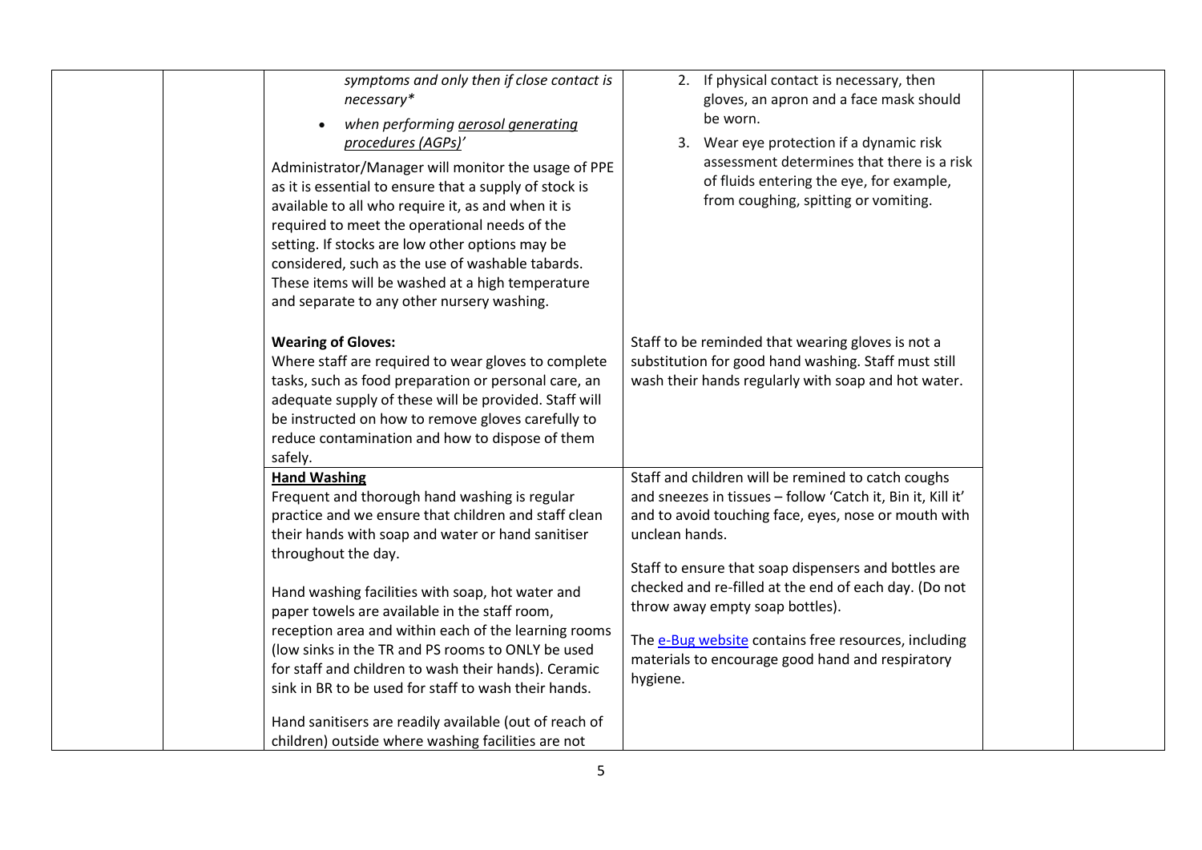| | | | | | |
|---|---|---|---|---|---|
| | | *symptoms and only then if close contact is necessary**<br>• *when performing aerosol generating procedures (AGPs)'*<br><br>Administrator/Manager will monitor the usage of PPE as it is essential to ensure that a supply of stock is available to all who require it, as and when it is required to meet the operational needs of the setting. If stocks are low other options may be considered, such as the use of washable tabards. These items will be washed at a high temperature and separate to any other nursery washing. | 2. If physical contact is necessary, then gloves, an apron and a face mask should be worn.<br>3. Wear eye protection if a dynamic risk assessment determines that there is a risk of fluids entering the eye, for example, from coughing, spitting or vomiting. | | |
| | | **Wearing of Gloves:**<br>Where staff are required to wear gloves to complete tasks, such as food preparation or personal care, an adequate supply of these will be provided. Staff will be instructed on how to remove gloves carefully to reduce contamination and how to dispose of them safely. | Staff to be reminded that wearing gloves is not a substitution for good hand washing. Staff must still wash their hands regularly with soap and hot water. | | |
| | | **Hand Washing**<br>Frequent and thorough hand washing is regular practice and we ensure that children and staff clean their hands with soap and water or hand sanitiser throughout the day.<br><br>Hand washing facilities with soap, hot water and paper towels are available in the staff room, reception area and within each of the learning rooms (low sinks in the TR and PS rooms to ONLY be used for staff and children to wash their hands). Ceramic sink in BR to be used for staff to wash their hands.<br><br>Hand sanitisers are readily available (out of reach of children) outside where washing facilities are not | Staff and children will be remined to catch coughs and sneezes in tissues – follow 'Catch it, Bin it, Kill it' and to avoid touching face, eyes, nose or mouth with unclean hands.<br><br>Staff to ensure that soap dispensers and bottles are checked and re-filled at the end of each day. (Do not throw away empty soap bottles).<br><br>The e-Bug website contains free resources, including materials to encourage good hand and respiratory hygiene. | | |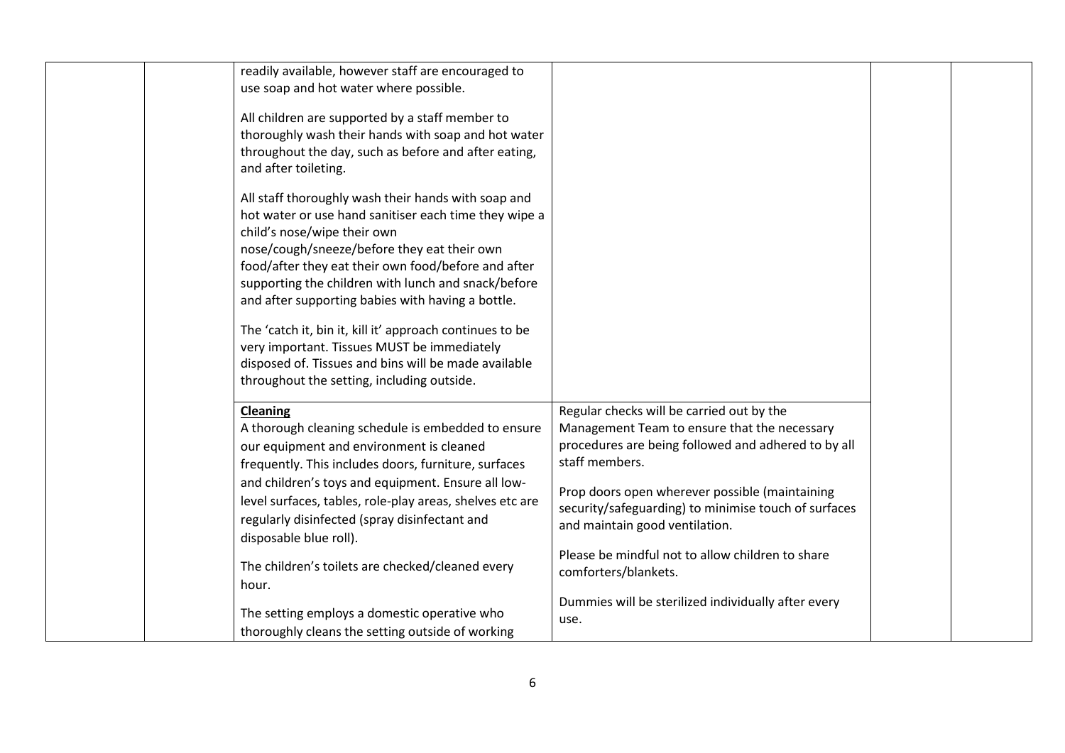| | | | | | |
|---|---|---|---|---|---|
| | | readily available, however staff are encouraged to use soap and hot water where possible.<br><br>All children are supported by a staff member to thoroughly wash their hands with soap and hot water throughout the day, such as before and after eating, and after toileting.<br><br>All staff thoroughly wash their hands with soap and hot water or use hand sanitiser each time they wipe a child's nose/wipe their own nose/cough/sneeze/before they eat their own food/after they eat their own food/before and after supporting the children with lunch and snack/before and after supporting babies with having a bottle.<br><br>The 'catch it, bin it, kill it' approach continues to be very important. Tissues MUST be immediately disposed of. Tissues and bins will be made available throughout the setting, including outside. | | | |
| | | **Cleaning**<br>A thorough cleaning schedule is embedded to ensure our equipment and environment is cleaned frequently. This includes doors, furniture, surfaces and children's toys and equipment. Ensure all low-level surfaces, tables, role-play areas, shelves etc are regularly disinfected (spray disinfectant and disposable blue roll).<br><br>The children's toilets are checked/cleaned every hour.<br><br>The setting employs a domestic operative who thoroughly cleans the setting outside of working | Regular checks will be carried out by the Management Team to ensure that the necessary procedures are being followed and adhered to by all staff members.<br><br>Prop doors open wherever possible (maintaining security/safeguarding) to minimise touch of surfaces and maintain good ventilation.<br><br>Please be mindful not to allow children to share comforters/blankets.<br><br>Dummies will be sterilized individually after every use. | | |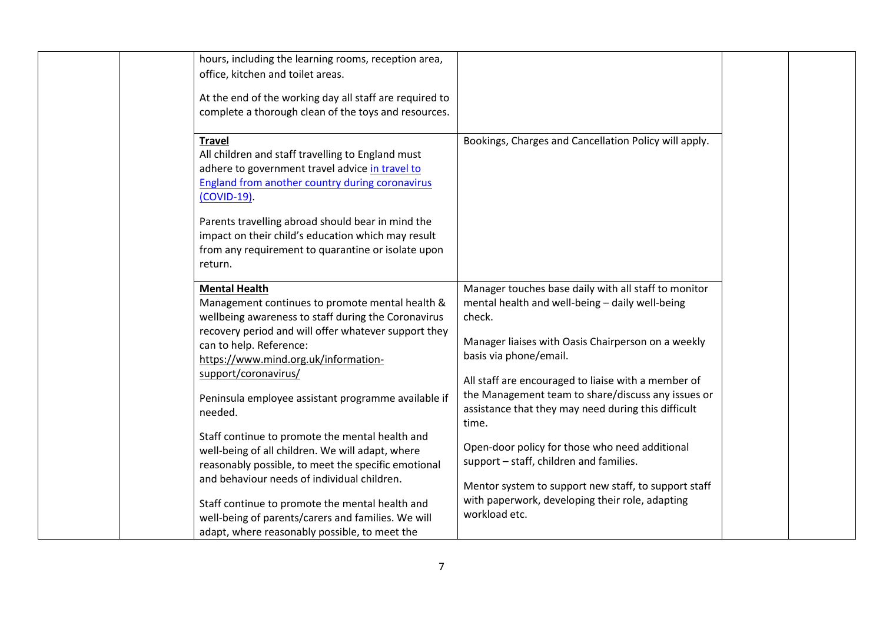|  |  |  |  |  |  |
|---|---|---|---|---|---|
|  |  | hours, including the learning rooms, reception area, office, kitchen and toilet areas.<br><br>At the end of the working day all staff are required to complete a thorough clean of the toys and resources. |  |  |  |
|  |  | **Travel**<br>All children and staff travelling to England must adhere to government travel advice in travel to England from another country during coronavirus (COVID-19).<br><br>Parents travelling abroad should bear in mind the impact on their child's education which may result from any requirement to quarantine or isolate upon return. | Bookings, Charges and Cancellation Policy will apply. |  |  |
|  |  | **Mental Health**<br>Management continues to promote mental health & wellbeing awareness to staff during the Coronavirus recovery period and will offer whatever support they can to help. Reference: https://www.mind.org.uk/information-support/coronavirus/<br><br>Peninsula employee assistant programme available if needed.<br><br>Staff continue to promote the mental health and well-being of all children. We will adapt, where reasonably possible, to meet the specific emotional and behaviour needs of individual children.<br><br>Staff continue to promote the mental health and well-being of parents/carers and families. We will adapt, where reasonably possible, to meet the | Manager touches base daily with all staff to monitor mental health and well-being – daily well-being check.<br><br>Manager liaises with Oasis Chairperson on a weekly basis via phone/email.<br><br>All staff are encouraged to liaise with a member of the Management team to share/discuss any issues or assistance that they may need during this difficult time.<br><br>Open-door policy for those who need additional support – staff, children and families.<br><br>Mentor system to support new staff, to support staff with paperwork, developing their role, adapting workload etc. |  |  |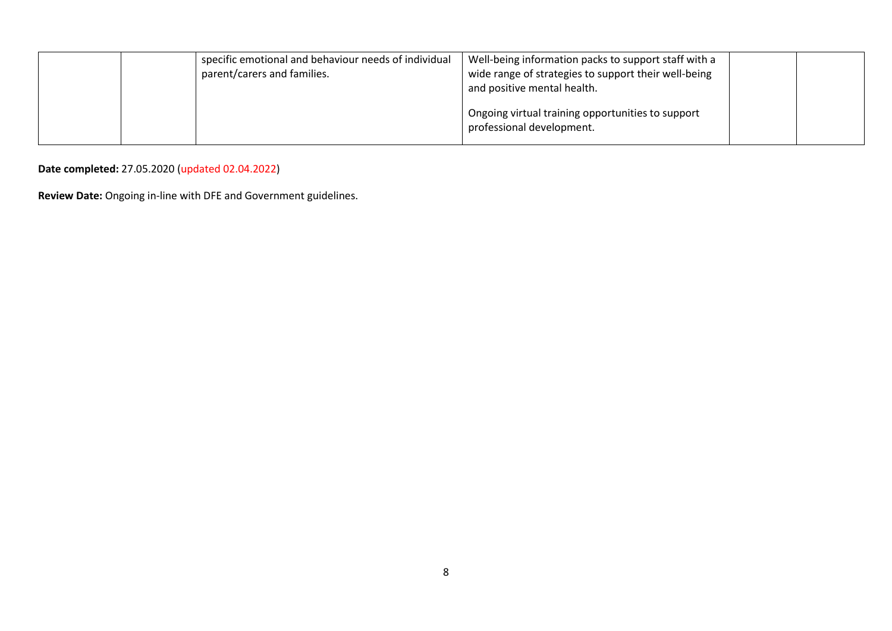| | | | | | |
|---|---|---|---|---|---|
| | | specific emotional and behaviour needs of individual parent/carers and families. | Well-being information packs to support staff with a wide range of strategies to support their well-being and positive mental health.<br><br>Ongoing virtual training opportunities to support professional development. | | |

**Date completed:** 27.05.2020 (updated 02.04.2022)

**Review Date:** Ongoing in-line with DFE and Government guidelines.